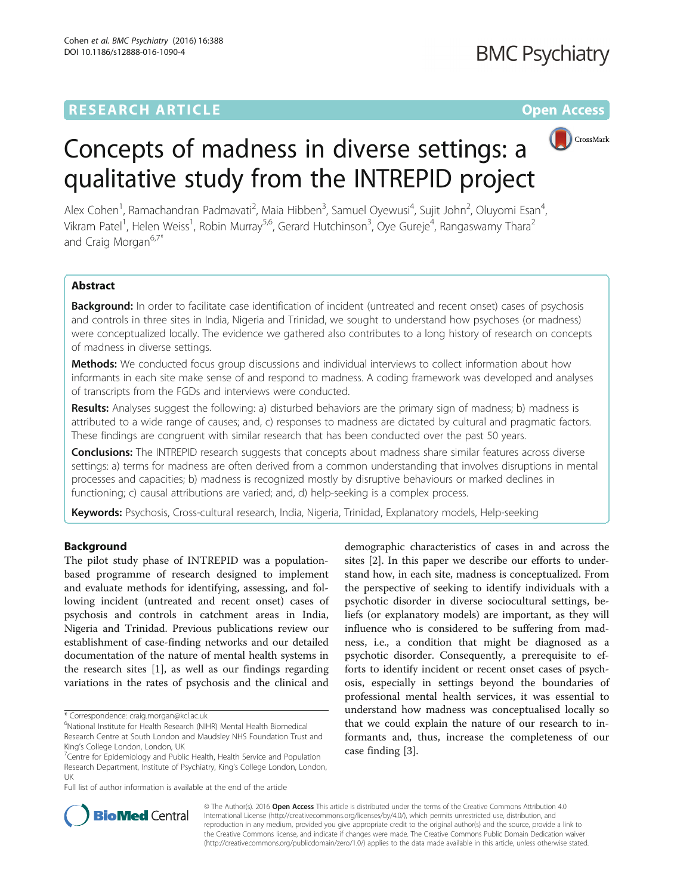# Concepts of madness in diverse settings: a qualitative study from the INTREPID project

Alex Cohen[1], Ramachandran Padmavati[2], Maia Hibben[3], Samuel Oyewusi[4], Sujit John[2], Oluyomi Esan[4], Vikram Patel[1], Helen Weiss[1], Robin Murray[5,6], Gerard Hutchinson[3], Oye Gureje[4], Rangaswamy Thara[2] and Craig Morgan[6,7*]

## Abstract

**Background:** In order to facilitate case identification of incident (untreated and recent onset) cases of psychosis and controls in three sites in India, Nigeria and Trinidad, we sought to understand how psychoses (or madness) were conceptualized locally. The evidence we gathered also contributes to a long history of research on concepts of madness in diverse settings.

**Methods:** We conducted focus group discussions and individual interviews to collect information about how informants in each site make sense of and respond to madness. A coding framework was developed and analyses of transcripts from the FGDs and interviews were conducted.

**Results:** Analyses suggest the following: a) disturbed behaviors are the primary sign of madness; b) madness is attributed to a wide range of causes; and, c) responses to madness are dictated by cultural and pragmatic factors. These findings are congruent with similar research that has been conducted over the past 50 years.

**Conclusions:** The INTREPID research suggests that concepts about madness share similar features across diverse settings: a) terms for madness are often derived from a common understanding that involves disruptions in mental processes and capacities; b) madness is recognized mostly by disruptive behaviours or marked declines in functioning; c) causal attributions are varied; and, d) help-seeking is a complex process.

**Keywords:** Psychosis, Cross-cultural research, India, Nigeria, Trinidad, Explanatory models, Help-seeking

## Background

The pilot study phase of INTREPID was a population-based programme of research designed to implement and evaluate methods for identifying, assessing, and following incident (untreated and recent onset) cases of psychosis and controls in catchment areas in India, Nigeria and Trinidad. Previous publications review our establishment of case-finding networks and our detailed documentation of the nature of mental health systems in the research sites [1], as well as our findings regarding variations in the rates of psychosis and the clinical and demographic characteristics of cases in and across the sites [2]. In this paper we describe our efforts to understand how, in each site, madness is conceptualized. From the perspective of seeking to identify individuals with a psychotic disorder in diverse sociocultural settings, beliefs (or explanatory models) are important, as they will influence who is considered to be suffering from madness, i.e., a condition that might be diagnosed as a psychotic disorder. Consequently, a prerequisite to efforts to identify incident or recent onset cases of psychosis, especially in settings beyond the boundaries of professional mental health services, it was essential to understand how madness was conceptualised locally so that we could explain the nature of our research to informants and, thus, increase the completeness of our case finding [3].

\* Correspondence: craig.morgan@kcl.ac.uk

[6]National Institute for Health Research (NIHR) Mental Health Biomedical Research Centre at South London and Maudsley NHS Foundation Trust and King's College London, London, UK

[7]Centre for Epidemiology and Public Health, Health Service and Population Research Department, Institute of Psychiatry, King's College London, London, UK

Full list of author information is available at the end of the article

© The Author(s). 2016 **Open Access** This article is distributed under the terms of the Creative Commons Attribution 4.0 International License (http://creativecommons.org/licenses/by/4.0/), which permits unrestricted use, distribution, and reproduction in any medium, provided you give appropriate credit to the original author(s) and the source, provide a link to the Creative Commons license, and indicate if changes were made. The Creative Commons Public Domain Dedication waiver (http://creativecommons.org/publicdomain/zero/1.0/) applies to the data made available in this article, unless otherwise stated.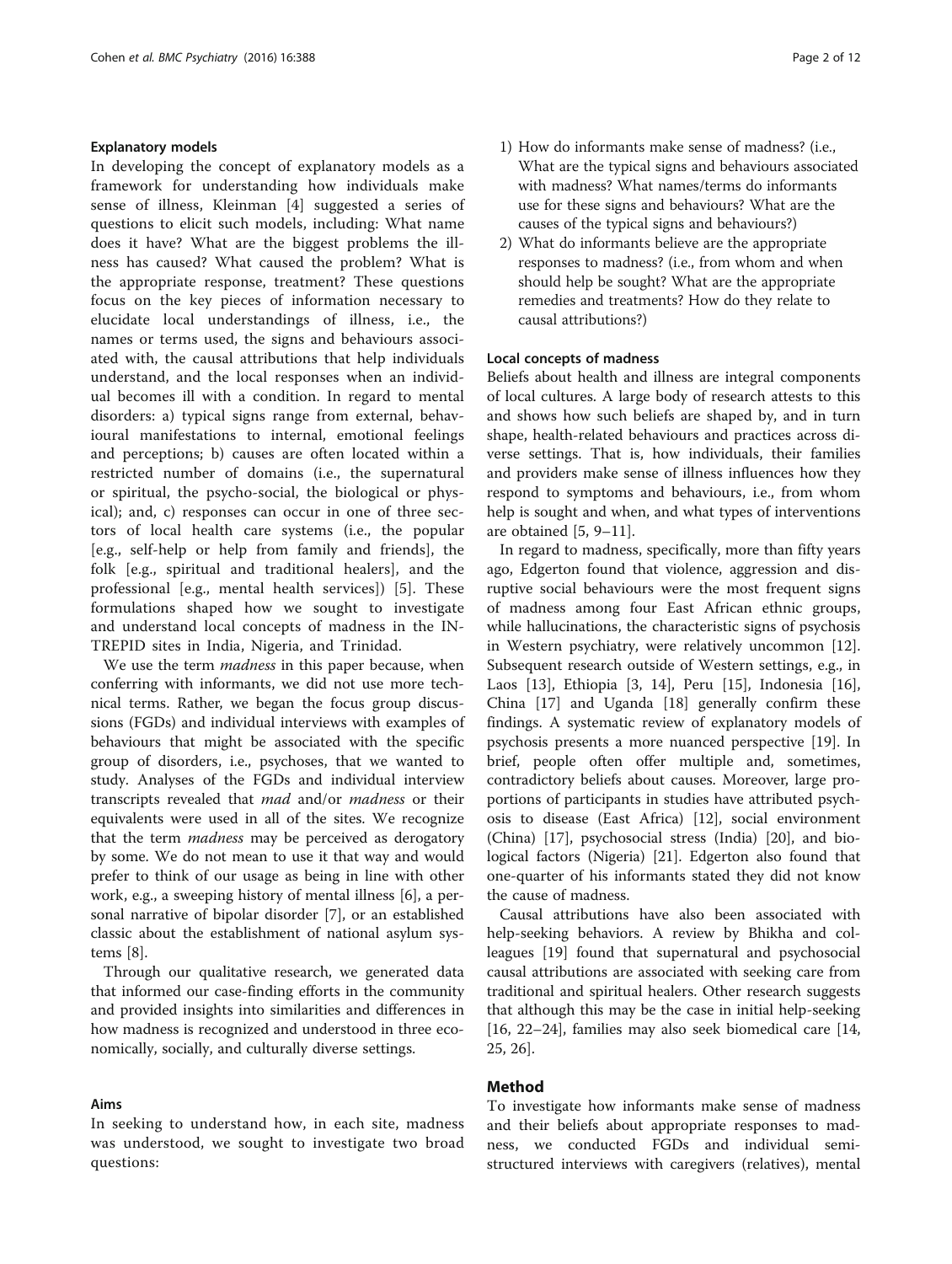### Explanatory models

In developing the concept of explanatory models as a framework for understanding how individuals make sense of illness, Kleinman [4] suggested a series of questions to elicit such models, including: What name does it have? What are the biggest problems the illness has caused? What caused the problem? What is the appropriate response, treatment? These questions focus on the key pieces of information necessary to elucidate local understandings of illness, i.e., the names or terms used, the signs and behaviours associated with, the causal attributions that help individuals understand, and the local responses when an individual becomes ill with a condition. In regard to mental disorders: a) typical signs range from external, behavioural manifestations to internal, emotional feelings and perceptions; b) causes are often located within a restricted number of domains (i.e., the supernatural or spiritual, the psycho-social, the biological or physical); and, c) responses can occur in one of three sectors of local health care systems (i.e., the popular [e.g., self-help or help from family and friends], the folk [e.g., spiritual and traditional healers], and the professional [e.g., mental health services]) [5]. These formulations shaped how we sought to investigate and understand local concepts of madness in the INTREPID sites in India, Nigeria, and Trinidad.

We use the term *madness* in this paper because, when conferring with informants, we did not use more technical terms. Rather, we began the focus group discussions (FGDs) and individual interviews with examples of behaviours that might be associated with the specific group of disorders, i.e., psychoses, that we wanted to study. Analyses of the FGDs and individual interview transcripts revealed that *mad* and/or *madness* or their equivalents were used in all of the sites. We recognize that the term *madness* may be perceived as derogatory by some. We do not mean to use it that way and would prefer to think of our usage as being in line with other work, e.g., a sweeping history of mental illness [6], a personal narrative of bipolar disorder [7], or an established classic about the establishment of national asylum systems [8].

Through our qualitative research, we generated data that informed our case-finding efforts in the community and provided insights into similarities and differences in how madness is recognized and understood in three economically, socially, and culturally diverse settings.

### Aims

In seeking to understand how, in each site, madness was understood, we sought to investigate two broad questions:

1) How do informants make sense of madness? (i.e., What are the typical signs and behaviours associated with madness? What names/terms do informants use for these signs and behaviours? What are the causes of the typical signs and behaviours?)
2) What do informants believe are the appropriate responses to madness? (i.e., from whom and when should help be sought? What are the appropriate remedies and treatments? How do they relate to causal attributions?)

### Local concepts of madness

Beliefs about health and illness are integral components of local cultures. A large body of research attests to this and shows how such beliefs are shaped by, and in turn shape, health-related behaviours and practices across diverse settings. That is, how individuals, their families and providers make sense of illness influences how they respond to symptoms and behaviours, i.e., from whom help is sought and when, and what types of interventions are obtained [5, 9–11].

In regard to madness, specifically, more than fifty years ago, Edgerton found that violence, aggression and disruptive social behaviours were the most frequent signs of madness among four East African ethnic groups, while hallucinations, the characteristic signs of psychosis in Western psychiatry, were relatively uncommon [12]. Subsequent research outside of Western settings, e.g., in Laos [13], Ethiopia [3, 14], Peru [15], Indonesia [16], China [17] and Uganda [18] generally confirm these findings. A systematic review of explanatory models of psychosis presents a more nuanced perspective [19]. In brief, people often offer multiple and, sometimes, contradictory beliefs about causes. Moreover, large proportions of participants in studies have attributed psychosis to disease (East Africa) [12], social environment (China) [17], psychosocial stress (India) [20], and biological factors (Nigeria) [21]. Edgerton also found that one-quarter of his informants stated they did not know the cause of madness.

Causal attributions have also been associated with help-seeking behaviors. A review by Bhikha and colleagues [19] found that supernatural and psychosocial causal attributions are associated with seeking care from traditional and spiritual healers. Other research suggests that although this may be the case in initial help-seeking [16, 22–24], families may also seek biomedical care [14, 25, 26].

## Method

To investigate how informants make sense of madness and their beliefs about appropriate responses to madness, we conducted FGDs and individual semi-structured interviews with caregivers (relatives), mental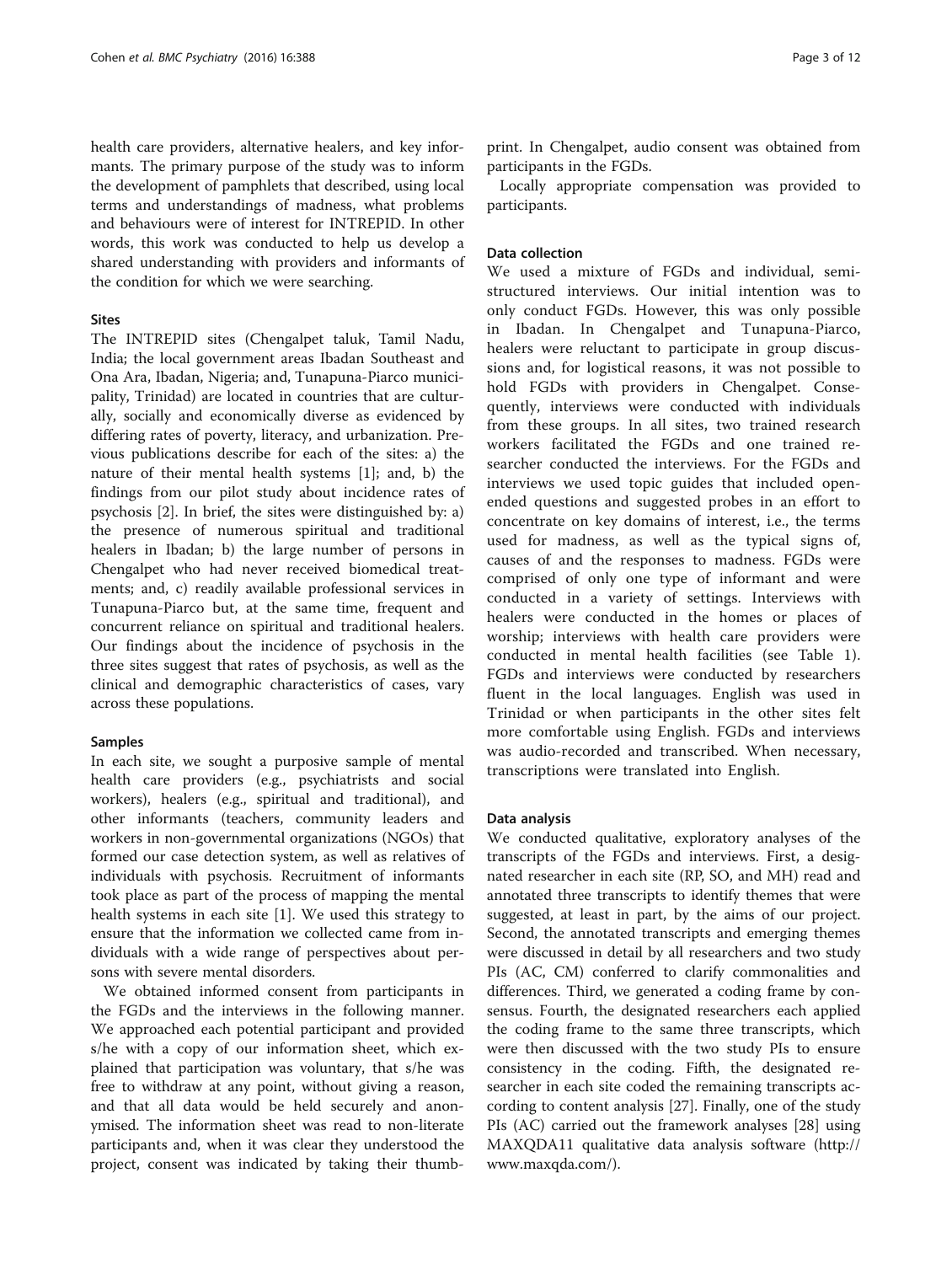health care providers, alternative healers, and key informants. The primary purpose of the study was to inform the development of pamphlets that described, using local terms and understandings of madness, what problems and behaviours were of interest for INTREPID. In other words, this work was conducted to help us develop a shared understanding with providers and informants of the condition for which we were searching.

### Sites

The INTREPID sites (Chengalpet taluk, Tamil Nadu, India; the local government areas Ibadan Southeast and Ona Ara, Ibadan, Nigeria; and, Tunapuna-Piarco municipality, Trinidad) are located in countries that are culturally, socially and economically diverse as evidenced by differing rates of poverty, literacy, and urbanization. Previous publications describe for each of the sites: a) the nature of their mental health systems [1]; and, b) the findings from our pilot study about incidence rates of psychosis [2]. In brief, the sites were distinguished by: a) the presence of numerous spiritual and traditional healers in Ibadan; b) the large number of persons in Chengalpet who had never received biomedical treatments; and, c) readily available professional services in Tunapuna-Piarco but, at the same time, frequent and concurrent reliance on spiritual and traditional healers. Our findings about the incidence of psychosis in the three sites suggest that rates of psychosis, as well as the clinical and demographic characteristics of cases, vary across these populations.

### Samples

In each site, we sought a purposive sample of mental health care providers (e.g., psychiatrists and social workers), healers (e.g., spiritual and traditional), and other informants (teachers, community leaders and workers in non-governmental organizations (NGOs) that formed our case detection system, as well as relatives of individuals with psychosis. Recruitment of informants took place as part of the process of mapping the mental health systems in each site [1]. We used this strategy to ensure that the information we collected came from individuals with a wide range of perspectives about persons with severe mental disorders.

We obtained informed consent from participants in the FGDs and the interviews in the following manner. We approached each potential participant and provided s/he with a copy of our information sheet, which explained that participation was voluntary, that s/he was free to withdraw at any point, without giving a reason, and that all data would be held securely and anonymised. The information sheet was read to non-literate participants and, when it was clear they understood the project, consent was indicated by taking their thumbprint. In Chengalpet, audio consent was obtained from participants in the FGDs.

Locally appropriate compensation was provided to participants.

### Data collection

We used a mixture of FGDs and individual, semi-structured interviews. Our initial intention was to only conduct FGDs. However, this was only possible in Ibadan. In Chengalpet and Tunapuna-Piarco, healers were reluctant to participate in group discussions and, for logistical reasons, it was not possible to hold FGDs with providers in Chengalpet. Consequently, interviews were conducted with individuals from these groups. In all sites, two trained research workers facilitated the FGDs and one trained researcher conducted the interviews. For the FGDs and interviews we used topic guides that included open-ended questions and suggested probes in an effort to concentrate on key domains of interest, i.e., the terms used for madness, as well as the typical signs of, causes of and the responses to madness. FGDs were comprised of only one type of informant and were conducted in a variety of settings. Interviews with healers were conducted in the homes or places of worship; interviews with health care providers were conducted in mental health facilities (see Table 1). FGDs and interviews were conducted by researchers fluent in the local languages. English was used in Trinidad or when participants in the other sites felt more comfortable using English. FGDs and interviews was audio-recorded and transcribed. When necessary, transcriptions were translated into English.

### Data analysis

We conducted qualitative, exploratory analyses of the transcripts of the FGDs and interviews. First, a designated researcher in each site (RP, SO, and MH) read and annotated three transcripts to identify themes that were suggested, at least in part, by the aims of our project. Second, the annotated transcripts and emerging themes were discussed in detail by all researchers and two study PIs (AC, CM) conferred to clarify commonalities and differences. Third, we generated a coding frame by consensus. Fourth, the designated researchers each applied the coding frame to the same three transcripts, which were then discussed with the two study PIs to ensure consistency in the coding. Fifth, the designated researcher in each site coded the remaining transcripts according to content analysis [27]. Finally, one of the study PIs (AC) carried out the framework analyses [28] using MAXQDA11 qualitative data analysis software (http://www.maxqda.com/).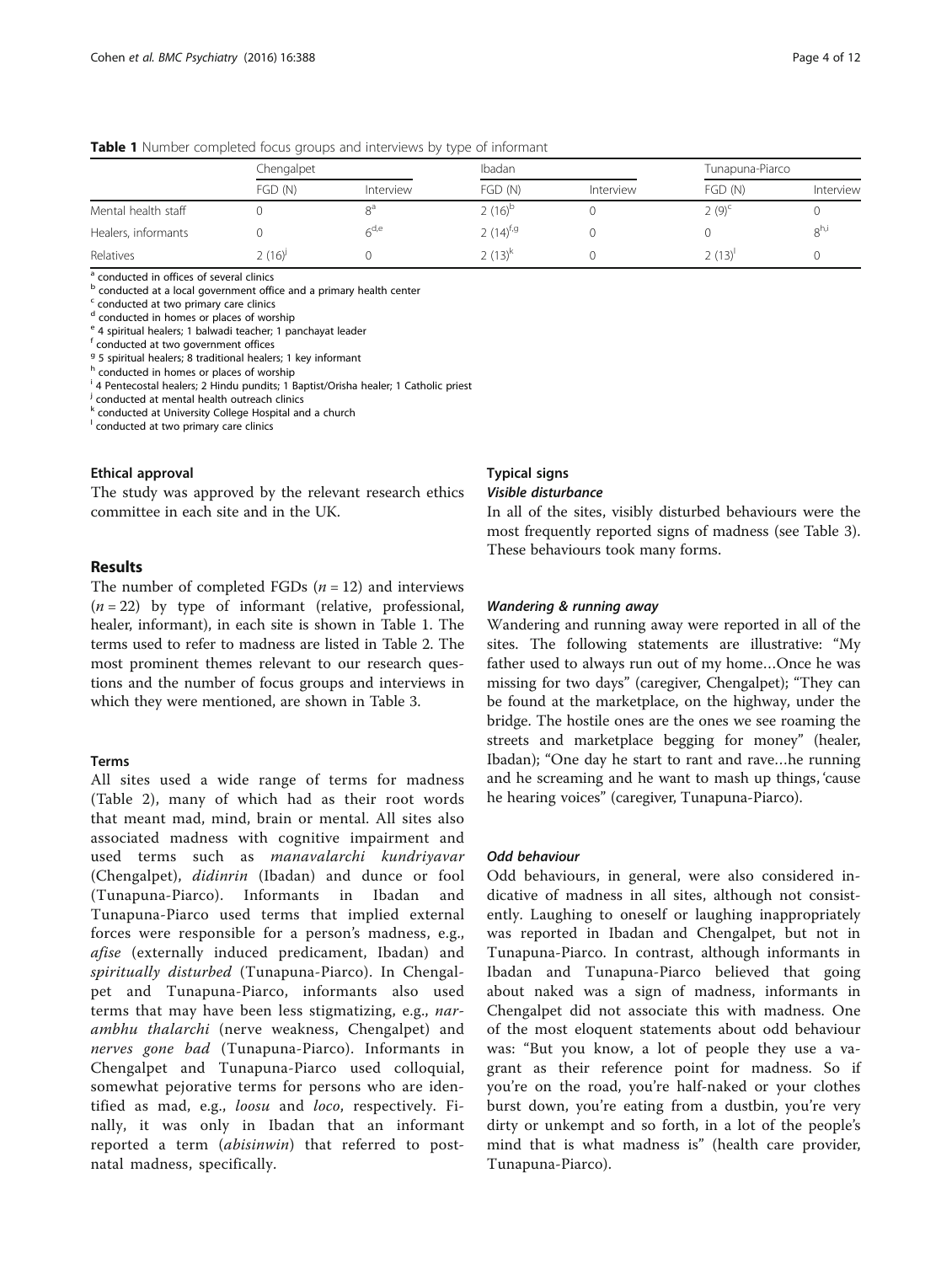**Table 1** Number completed focus groups and interviews by type of informant

| | Chengalpet | | Ibadan | | Tunapuna-Piarco | |
|---|---|---|---|---|---|---|
| | FGD (N) | Interview | FGD (N) | Interview | FGD (N) | Interview |
| Mental health staff | 0 | 8[a] | 2 (16)[b] | 0 | 2 (9)[c] | 0 |
| Healers, informants | 0 | 6[d,e] | 2 (14)[f,g] | 0 | 0 | 8[h,i] |
| Relatives | 2 (16)[j] | 0 | 2 (13)[k] | 0 | 2 (13)[l] | 0 |

[a] conducted in offices of several clinics
[b] conducted at a local government office and a primary health center
[c] conducted at two primary care clinics
[d] conducted in homes or places of worship
[e] 4 spiritual healers; 1 balwadi teacher; 1 panchayat leader
[f] conducted at two government offices
[g] 5 spiritual healers; 8 traditional healers; 1 key informant
[h] conducted in homes or places of worship
[i] 4 Pentecostal healers; 2 Hindu pundits; 1 Baptist/Orisha healer; 1 Catholic priest
[j] conducted at mental health outreach clinics
[k] conducted at University College Hospital and a church
[l] conducted at two primary care clinics

### Ethical approval

The study was approved by the relevant research ethics committee in each site and in the UK.

## Results

The number of completed FGDs ($n = 12$) and interviews ($n = 22$) by type of informant (relative, professional, healer, informant), in each site is shown in Table 1. The terms used to refer to madness are listed in Table 2. The most prominent themes relevant to our research questions and the number of focus groups and interviews in which they were mentioned, are shown in Table 3.

### Terms

All sites used a wide range of terms for madness (Table 2), many of which had as their root words that meant mad, mind, brain or mental. All sites also associated madness with cognitive impairment and used terms such as *manavalarchi kundriyavar* (Chengalpet), *didinrin* (Ibadan) and dunce or fool (Tunapuna-Piarco). Informants in Ibadan and Tunapuna-Piarco used terms that implied external forces were responsible for a person's madness, e.g., *afise* (externally induced predicament, Ibadan) and *spiritually disturbed* (Tunapuna-Piarco). In Chengalpet and Tunapuna-Piarco, informants also used terms that may have been less stigmatizing, e.g., *narambhu thalarchi* (nerve weakness, Chengalpet) and *nerves gone bad* (Tunapuna-Piarco). Informants in Chengalpet and Tunapuna-Piarco used colloquial, somewhat pejorative terms for persons who are identified as mad, e.g., *loosu* and *loco*, respectively. Finally, it was only in Ibadan that an informant reported a term (*abisinwin*) that referred to postnatal madness, specifically.

### Typical signs

#### *Visible disturbance*

In all of the sites, visibly disturbed behaviours were the most frequently reported signs of madness (see Table 3). These behaviours took many forms.

#### *Wandering & running away*

Wandering and running away were reported in all of the sites. The following statements are illustrative: "My father used to always run out of my home…Once he was missing for two days" (caregiver, Chengalpet); "They can be found at the marketplace, on the highway, under the bridge. The hostile ones are the ones we see roaming the streets and marketplace begging for money" (healer, Ibadan); "One day he start to rant and rave…he running and he screaming and he want to mash up things, 'cause he hearing voices" (caregiver, Tunapuna-Piarco).

#### *Odd behaviour*

Odd behaviours, in general, were also considered indicative of madness in all sites, although not consistently. Laughing to oneself or laughing inappropriately was reported in Ibadan and Chengalpet, but not in Tunapuna-Piarco. In contrast, although informants in Ibadan and Tunapuna-Piarco believed that going about naked was a sign of madness, informants in Chengalpet did not associate this with madness. One of the most eloquent statements about odd behaviour was: "But you know, a lot of people they use a vagrant as their reference point for madness. So if you're on the road, you're half-naked or your clothes burst down, you're eating from a dustbin, you're very dirty or unkempt and so forth, in a lot of the people's mind that is what madness is" (health care provider, Tunapuna-Piarco).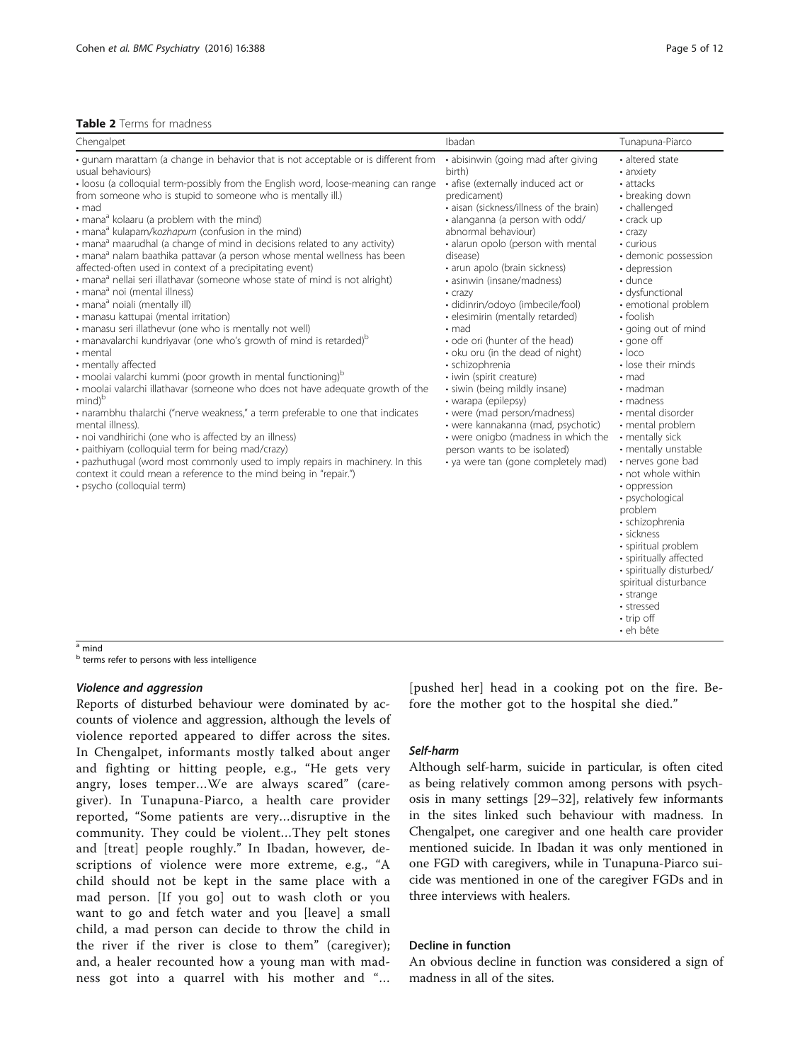**Table 2** Terms for madness

| Chengalpet | Ibadan | Tunapuna-Piarco |
| --- | --- | --- |
| • gunam marattam (a change in behavior that is not acceptable or is different from usual behaviours)<br>• loosu (a colloquial term-possibly from the English word, loose-meaning can range from someone who is stupid to someone who is mentally ill.)<br>• mad<br>• mana[a] kolaaru (a problem with the mind)<br>• mana[a] kulapam/*kozhapum* (confusion in the mind)<br>• mana[a] maarudhal (a change of mind in decisions related to any activity)<br>• mana[a] nalam baathika pattavar (a person whose mental wellness has been affected-often used in context of a precipitating event)<br>• mana[a] nellai seri illathavar (someone whose state of mind is not alright)<br>• mana[a] noi (mental illness)<br>• mana[a] noiali (mentally ill)<br>• manasu kattupai (mental irritation)<br>• manasu seri illathevur (one who is mentally not well)<br>• manavalarchi kundriyavar (one who's growth of mind is retarded)[b]<br>• mental<br>• mentally affected<br>• moolai valarchi kummi (poor growth in mental functioning)[b]<br>• moolai valarchi illathavar (someone who does not have adequate growth of the mind)[b]<br>• narambhu thalarchi ("nerve weakness," a term preferable to one that indicates mental illness).<br>• noi vandhirichi (one who is affected by an illness)<br>• paithiyam (colloquial term for being mad/crazy)<br>• pazhuthugal (word most commonly used to imply repairs in machinery. In this context it could mean a reference to the mind being in "repair.")<br>• psycho (colloquial term) | • abisinwin (going mad after giving birth)<br>• afise (externally induced act or predicament)<br>• aisan (sickness/illness of the brain)<br>• alanganna (a person with odd/abnormal behaviour)<br>• alarun opolo (person with mental disease)<br>• arun apolo (brain sickness)<br>• asinwin (insane/madness)<br>• crazy<br>• didinrin/odoyo (imbecile/fool)<br>• elesimirin (mentally retarded)<br>• mad<br>• ode ori (hunter of the head)<br>• oku oru (in the dead of night)<br>• schizophrenia<br>• iwin (spirit creature)<br>• siwin (being mildly insane)<br>• warapa (epilepsy)<br>• were (mad person/madness)<br>• were kannakanna (mad, psychotic)<br>• were onigbo (madness in which the person wants to be isolated)<br>• ya were tan (gone completely mad) | • altered state<br>• anxiety<br>• attacks<br>• breaking down<br>• challenged<br>• crack up<br>• crazy<br>• curious<br>• demonic possession<br>• depression<br>• dunce<br>• dysfunctional<br>• emotional problem<br>• foolish<br>• going out of mind<br>• gone off<br>• loco<br>• lose their minds<br>• mad<br>• madman<br>• madness<br>• mental disorder<br>• mental problem<br>• mentally sick<br>• mentally unstable<br>• nerves gone bad<br>• not whole within<br>• oppression<br>• psychological problem<br>• schizophrenia<br>• sickness<br>• spiritual problem<br>• spiritually affected<br>• spiritually disturbed/spiritual disturbance<br>• strange<br>• stressed<br>• trip off<br>• eh bête |

[a] mind
[b] terms refer to persons with less intelligence

#### *Violence and aggression*

Reports of disturbed behaviour were dominated by accounts of violence and aggression, although the levels of violence reported appeared to differ across the sites. In Chengalpet, informants mostly talked about anger and fighting or hitting people, e.g., "He gets very angry, loses temper…We are always scared" (caregiver). In Tunapuna-Piarco, a health care provider reported, "Some patients are very…disruptive in the community. They could be violent…They pelt stones and [treat] people roughly." In Ibadan, however, descriptions of violence were more extreme, e.g., "A child should not be kept in the same place with a mad person. [If you go] out to wash cloth or you want to go and fetch water and you [leave] a small child, a mad person can decide to throw the child in the river if the river is close to them" (caregiver); and, a healer recounted how a young man with madness got into a quarrel with his mother and "…[pushed her] head in a cooking pot on the fire. Before the mother got to the hospital she died."

#### *Self-harm*

Although self-harm, suicide in particular, is often cited as being relatively common among persons with psychosis in many settings [29–32], relatively few informants in the sites linked such behaviour with madness. In Chengalpet, one caregiver and one health care provider mentioned suicide. In Ibadan it was only mentioned in one FGD with caregivers, while in Tunapuna-Piarco suicide was mentioned in one of the caregiver FGDs and in three interviews with healers.

### Decline in function

An obvious decline in function was considered a sign of madness in all of the sites.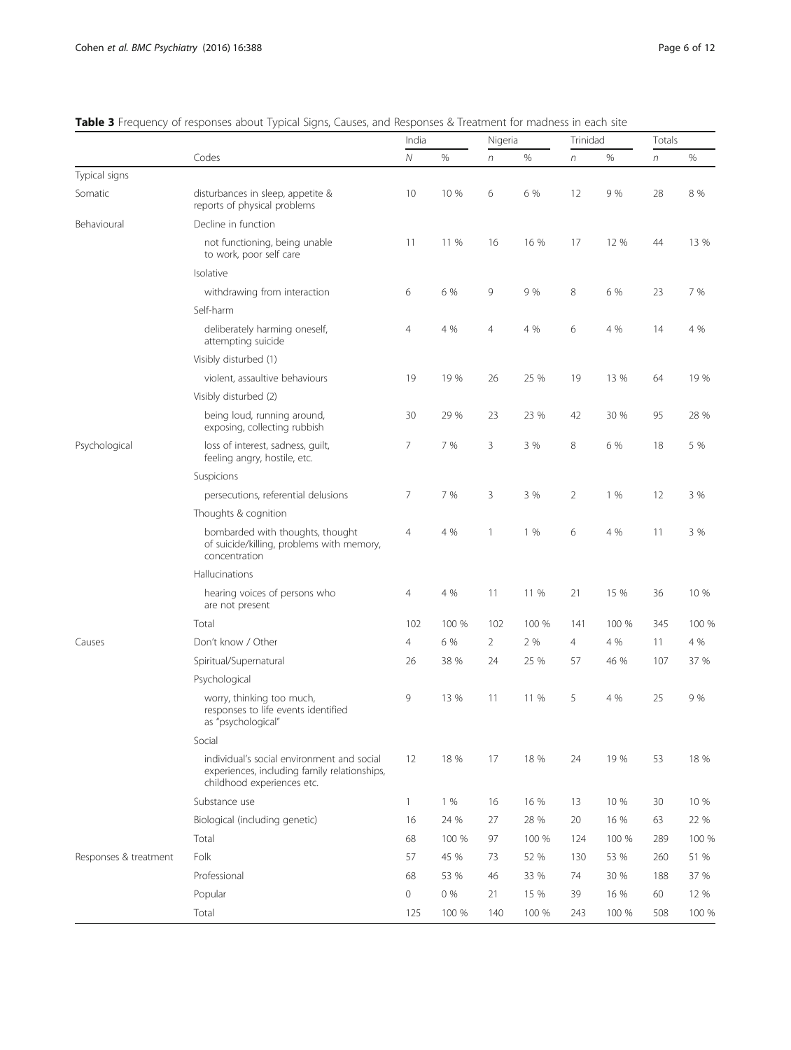**Table 3** Frequency of responses about Typical Signs, Causes, and Responses & Treatment for madness in each site

| | | India | | Nigeria | | Trinidad | | Totals | |
|---|---|---|---|---|---|---|---|---|---|
| | Codes | *N* | % | *n* | % | *n* | % | *n* | % |
| Typical signs | | | | | | | | | |
| Somatic | disturbances in sleep, appetite & reports of physical problems | 10 | 10 % | 6 | 6 % | 12 | 9 % | 28 | 8 % |
| Behavioural | Decline in function | | | | | | | | |
| | not functioning, being unable to work, poor self care | 11 | 11 % | 16 | 16 % | 17 | 12 % | 44 | 13 % |
| | Isolative | | | | | | | | |
| | withdrawing from interaction | 6 | 6 % | 9 | 9 % | 8 | 6 % | 23 | 7 % |
| | Self-harm | | | | | | | | |
| | deliberately harming oneself, attempting suicide | 4 | 4 % | 4 | 4 % | 6 | 4 % | 14 | 4 % |
| | Visibly disturbed (1) | | | | | | | | |
| | violent, assaultive behaviours | 19 | 19 % | 26 | 25 % | 19 | 13 % | 64 | 19 % |
| | Visibly disturbed (2) | | | | | | | | |
| | being loud, running around, exposing, collecting rubbish | 30 | 29 % | 23 | 23 % | 42 | 30 % | 95 | 28 % |
| Psychological | loss of interest, sadness, guilt, feeling angry, hostile, etc. | 7 | 7 % | 3 | 3 % | 8 | 6 % | 18 | 5 % |
| | Suspicions | | | | | | | | |
| | persecutions, referential delusions | 7 | 7 % | 3 | 3 % | 2 | 1 % | 12 | 3 % |
| | Thoughts & cognition | | | | | | | | |
| | bombarded with thoughts, thought of suicide/killing, problems with memory, concentration | 4 | 4 % | 1 | 1 % | 6 | 4 % | 11 | 3 % |
| | Hallucinations | | | | | | | | |
| | hearing voices of persons who are not present | 4 | 4 % | 11 | 11 % | 21 | 15 % | 36 | 10 % |
| | Total | 102 | 100 % | 102 | 100 % | 141 | 100 % | 345 | 100 % |
| Causes | Don't know / Other | 4 | 6 % | 2 | 2 % | 4 | 4 % | 11 | 4 % |
| | Spiritual/Supernatural | 26 | 38 % | 24 | 25 % | 57 | 46 % | 107 | 37 % |
| | Psychological | | | | | | | | |
| | worry, thinking too much, responses to life events identified as "psychological" | 9 | 13 % | 11 | 11 % | 5 | 4 % | 25 | 9 % |
| | Social | | | | | | | | |
| | individual's social environment and social experiences, including family relationships, childhood experiences etc. | 12 | 18 % | 17 | 18 % | 24 | 19 % | 53 | 18 % |
| | Substance use | 1 | 1 % | 16 | 16 % | 13 | 10 % | 30 | 10 % |
| | Biological (including genetic) | 16 | 24 % | 27 | 28 % | 20 | 16 % | 63 | 22 % |
| | Total | 68 | 100 % | 97 | 100 % | 124 | 100 % | 289 | 100 % |
| Responses & treatment | Folk | 57 | 45 % | 73 | 52 % | 130 | 53 % | 260 | 51 % |
| | Professional | 68 | 53 % | 46 | 33 % | 74 | 30 % | 188 | 37 % |
| | Popular | 0 | 0 % | 21 | 15 % | 39 | 16 % | 60 | 12 % |
| | Total | 125 | 100 % | 140 | 100 % | 243 | 100 % | 508 | 100 % |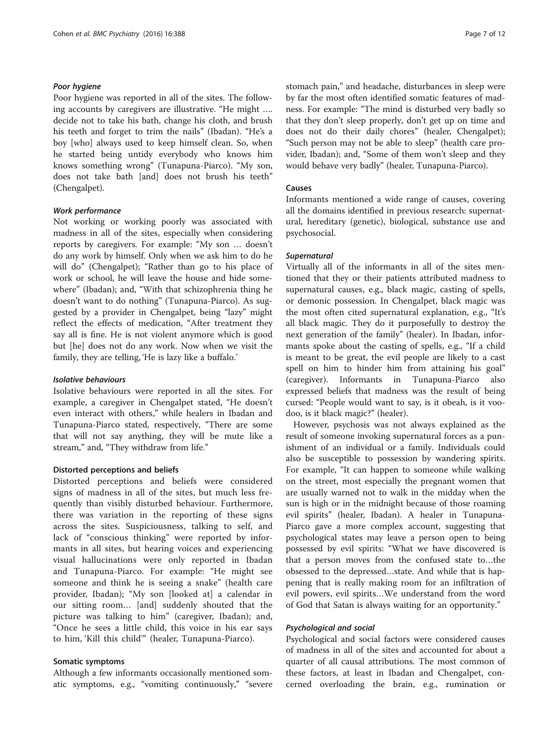#### *Poor hygiene*

Poor hygiene was reported in all of the sites. The following accounts by caregivers are illustrative. "He might …. decide not to take his bath, change his cloth, and brush his teeth and forget to trim the nails" (Ibadan). "He's a boy [who] always used to keep himself clean. So, when he started being untidy everybody who knows him knows something wrong" (Tunapuna-Piarco). "My son, does not take bath [and] does not brush his teeth" (Chengalpet).

#### *Work performance*

Not working or working poorly was associated with madness in all of the sites, especially when considering reports by caregivers. For example: "My son … doesn't do any work by himself. Only when we ask him to do he will do" (Chengalpet); "Rather than go to his place of work or school, he will leave the house and hide somewhere" (Ibadan); and, "With that schizophrenia thing he doesn't want to do nothing" (Tunapuna-Piarco). As suggested by a provider in Chengalpet, being "lazy" might reflect the effects of medication, "After treatment they say all is fine. He is not violent anymore which is good but [he] does not do any work. Now when we visit the family, they are telling,'He is lazy like a buffalo.'

#### *Isolative behaviours*

Isolative behaviours were reported in all the sites. For example, a caregiver in Chengalpet stated, "He doesn't even interact with others," while healers in Ibadan and Tunapuna-Piarco stated, respectively, "There are some that will not say anything, they will be mute like a stream," and, "They withdraw from life."

### Distorted perceptions and beliefs

Distorted perceptions and beliefs were considered signs of madness in all of the sites, but much less frequently than visibly disturbed behaviour. Furthermore, there was variation in the reporting of these signs across the sites. Suspiciousness, talking to self, and lack of "conscious thinking" were reported by informants in all sites, but hearing voices and experiencing visual hallucinations were only reported in Ibadan and Tunapuna-Piarco. For example: "He might see someone and think he is seeing a snake" (health care provider, Ibadan); "My son [looked at] a calendar in our sitting room… [and] suddenly shouted that the picture was talking to him" (caregiver, Ibadan); and, "Once he sees a little child, this voice in his ear says to him, 'Kill this child'" (healer, Tunapuna-Piarco).

### Somatic symptoms

Although a few informants occasionally mentioned somatic symptoms, e.g., "vomiting continuously," "severe stomach pain," and headache, disturbances in sleep were by far the most often identified somatic features of madness. For example: "The mind is disturbed very badly so that they don't sleep properly, don't get up on time and does not do their daily chores" (healer, Chengalpet); "Such person may not be able to sleep" (health care provider, Ibadan); and, "Some of them won't sleep and they would behave very badly" (healer, Tunapuna-Piarco).

### Causes

Informants mentioned a wide range of causes, covering all the domains identified in previous research: supernatural, hereditary (genetic), biological, substance use and psychosocial.

#### *Supernatural*

Virtually all of the informants in all of the sites mentioned that they or their patients attributed madness to supernatural causes, e.g., black magic, casting of spells, or demonic possession. In Chengalpet, black magic was the most often cited supernatural explanation, e.g., "It's all black magic. They do it purposefully to destroy the next generation of the family" (healer). In Ibadan, informants spoke about the casting of spells, e.g., "If a child is meant to be great, the evil people are likely to a cast spell on him to hinder him from attaining his goal" (caregiver). Informants in Tunapuna-Piarco also expressed beliefs that madness was the result of being cursed: "People would want to say, is it obeah, is it voodoo, is it black magic?" (healer).

However, psychosis was not always explained as the result of someone invoking supernatural forces as a punishment of an individual or a family. Individuals could also be susceptible to possession by wandering spirits. For example, "It can happen to someone while walking on the street, most especially the pregnant women that are usually warned not to walk in the midday when the sun is high or in the midnight because of those roaming evil spirits" (healer, Ibadan). A healer in Tunapuna-Piarco gave a more complex account, suggesting that psychological states may leave a person open to being possessed by evil spirits: "What we have discovered is that a person moves from the confused state to…the obsessed to the depressed…state. And while that is happening that is really making room for an infiltration of evil powers, evil spirits…We understand from the word of God that Satan is always waiting for an opportunity."

#### *Psychological and social*

Psychological and social factors were considered causes of madness in all of the sites and accounted for about a quarter of all causal attributions. The most common of these factors, at least in Ibadan and Chengalpet, concerned overloading the brain, e.g., rumination or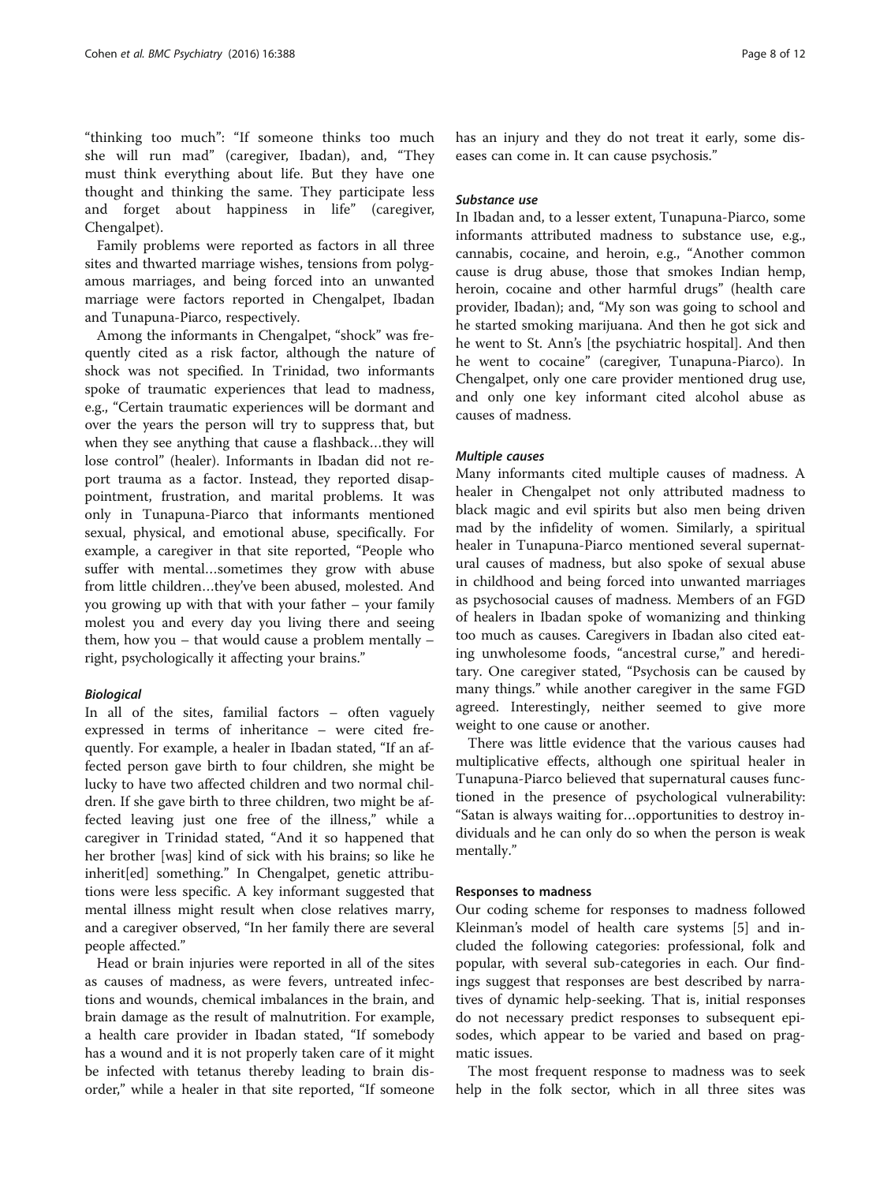"thinking too much": "If someone thinks too much she will run mad" (caregiver, Ibadan), and, "They must think everything about life. But they have one thought and thinking the same. They participate less and forget about happiness in life" (caregiver, Chengalpet).

Family problems were reported as factors in all three sites and thwarted marriage wishes, tensions from polygamous marriages, and being forced into an unwanted marriage were factors reported in Chengalpet, Ibadan and Tunapuna-Piarco, respectively.

Among the informants in Chengalpet, "shock" was frequently cited as a risk factor, although the nature of shock was not specified. In Trinidad, two informants spoke of traumatic experiences that lead to madness, e.g., "Certain traumatic experiences will be dormant and over the years the person will try to suppress that, but when they see anything that cause a flashback…they will lose control" (healer). Informants in Ibadan did not report trauma as a factor. Instead, they reported disappointment, frustration, and marital problems. It was only in Tunapuna-Piarco that informants mentioned sexual, physical, and emotional abuse, specifically. For example, a caregiver in that site reported, "People who suffer with mental…sometimes they grow with abuse from little children…they've been abused, molested. And you growing up with that with your father – your family molest you and every day you living there and seeing them, how you – that would cause a problem mentally – right, psychologically it affecting your brains."

#### *Biological*

In all of the sites, familial factors – often vaguely expressed in terms of inheritance – were cited frequently. For example, a healer in Ibadan stated, "If an affected person gave birth to four children, she might be lucky to have two affected children and two normal children. If she gave birth to three children, two might be affected leaving just one free of the illness," while a caregiver in Trinidad stated, "And it so happened that her brother [was] kind of sick with his brains; so like he inherit[ed] something." In Chengalpet, genetic attributions were less specific. A key informant suggested that mental illness might result when close relatives marry, and a caregiver observed, "In her family there are several people affected."

Head or brain injuries were reported in all of the sites as causes of madness, as were fevers, untreated infections and wounds, chemical imbalances in the brain, and brain damage as the result of malnutrition. For example, a health care provider in Ibadan stated, "If somebody has a wound and it is not properly taken care of it might be infected with tetanus thereby leading to brain disorder," while a healer in that site reported, "If someone has an injury and they do not treat it early, some diseases can come in. It can cause psychosis."

#### *Substance use*

In Ibadan and, to a lesser extent, Tunapuna-Piarco, some informants attributed madness to substance use, e.g., cannabis, cocaine, and heroin, e.g., "Another common cause is drug abuse, those that smokes Indian hemp, heroin, cocaine and other harmful drugs" (health care provider, Ibadan); and, "My son was going to school and he started smoking marijuana. And then he got sick and he went to St. Ann's [the psychiatric hospital]. And then he went to cocaine" (caregiver, Tunapuna-Piarco). In Chengalpet, only one care provider mentioned drug use, and only one key informant cited alcohol abuse as causes of madness.

#### *Multiple causes*

Many informants cited multiple causes of madness. A healer in Chengalpet not only attributed madness to black magic and evil spirits but also men being driven mad by the infidelity of women. Similarly, a spiritual healer in Tunapuna-Piarco mentioned several supernatural causes of madness, but also spoke of sexual abuse in childhood and being forced into unwanted marriages as psychosocial causes of madness. Members of an FGD of healers in Ibadan spoke of womanizing and thinking too much as causes. Caregivers in Ibadan also cited eating unwholesome foods, "ancestral curse," and hereditary. One caregiver stated, "Psychosis can be caused by many things." while another caregiver in the same FGD agreed. Interestingly, neither seemed to give more weight to one cause or another.

There was little evidence that the various causes had multiplicative effects, although one spiritual healer in Tunapuna-Piarco believed that supernatural causes functioned in the presence of psychological vulnerability: "Satan is always waiting for…opportunities to destroy individuals and he can only do so when the person is weak mentally."

### Responses to madness

Our coding scheme for responses to madness followed Kleinman's model of health care systems [5] and included the following categories: professional, folk and popular, with several sub-categories in each. Our findings suggest that responses are best described by narratives of dynamic help-seeking. That is, initial responses do not necessary predict responses to subsequent episodes, which appear to be varied and based on pragmatic issues.

The most frequent response to madness was to seek help in the folk sector, which in all three sites was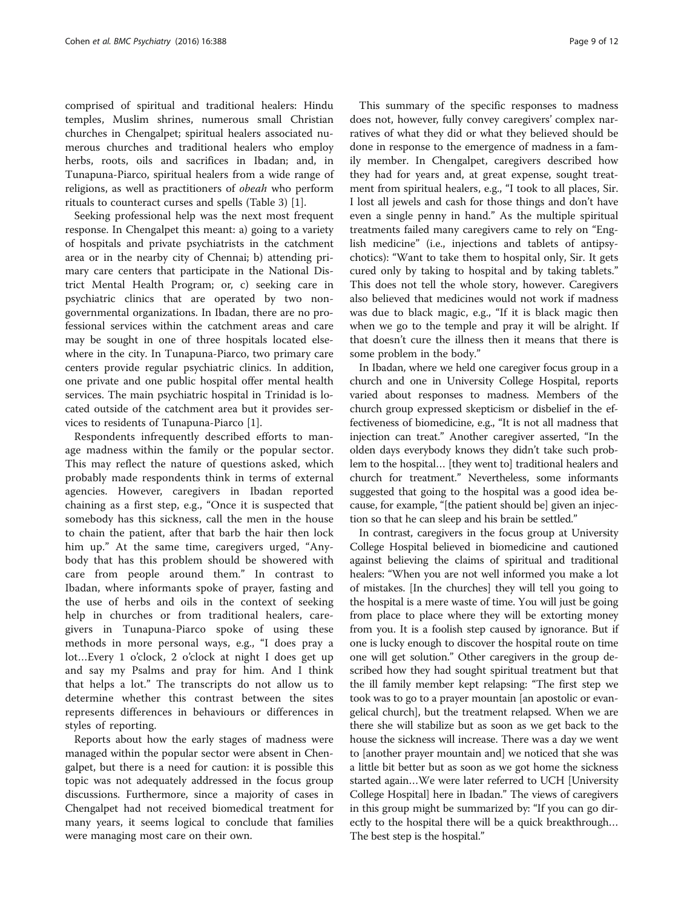comprised of spiritual and traditional healers: Hindu temples, Muslim shrines, numerous small Christian churches in Chengalpet; spiritual healers associated numerous churches and traditional healers who employ herbs, roots, oils and sacrifices in Ibadan; and, in Tunapuna-Piarco, spiritual healers from a wide range of religions, as well as practitioners of *obeah* who perform rituals to counteract curses and spells (Table 3) [1].

Seeking professional help was the next most frequent response. In Chengalpet this meant: a) going to a variety of hospitals and private psychiatrists in the catchment area or in the nearby city of Chennai; b) attending primary care centers that participate in the National District Mental Health Program; or, c) seeking care in psychiatric clinics that are operated by two non-governmental organizations. In Ibadan, there are no professional services within the catchment areas and care may be sought in one of three hospitals located elsewhere in the city. In Tunapuna-Piarco, two primary care centers provide regular psychiatric clinics. In addition, one private and one public hospital offer mental health services. The main psychiatric hospital in Trinidad is located outside of the catchment area but it provides services to residents of Tunapuna-Piarco [1].

Respondents infrequently described efforts to manage madness within the family or the popular sector. This may reflect the nature of questions asked, which probably made respondents think in terms of external agencies. However, caregivers in Ibadan reported chaining as a first step, e.g., "Once it is suspected that somebody has this sickness, call the men in the house to chain the patient, after that barb the hair then lock him up." At the same time, caregivers urged, "Anybody that has this problem should be showered with care from people around them." In contrast to Ibadan, where informants spoke of prayer, fasting and the use of herbs and oils in the context of seeking help in churches or from traditional healers, caregivers in Tunapuna-Piarco spoke of using these methods in more personal ways, e.g., "I does pray a lot…Every 1 o'clock, 2 o'clock at night I does get up and say my Psalms and pray for him. And I think that helps a lot." The transcripts do not allow us to determine whether this contrast between the sites represents differences in behaviours or differences in styles of reporting.

Reports about how the early stages of madness were managed within the popular sector were absent in Chengalpet, but there is a need for caution: it is possible this topic was not adequately addressed in the focus group discussions. Furthermore, since a majority of cases in Chengalpet had not received biomedical treatment for many years, it seems logical to conclude that families were managing most care on their own.

This summary of the specific responses to madness does not, however, fully convey caregivers' complex narratives of what they did or what they believed should be done in response to the emergence of madness in a family member. In Chengalpet, caregivers described how they had for years and, at great expense, sought treatment from spiritual healers, e.g., "I took to all places, Sir. I lost all jewels and cash for those things and don't have even a single penny in hand." As the multiple spiritual treatments failed many caregivers came to rely on "English medicine" (i.e., injections and tablets of antipsychotics): "Want to take them to hospital only, Sir. It gets cured only by taking to hospital and by taking tablets." This does not tell the whole story, however. Caregivers also believed that medicines would not work if madness was due to black magic, e.g., "If it is black magic then when we go to the temple and pray it will be alright. If that doesn't cure the illness then it means that there is some problem in the body."

In Ibadan, where we held one caregiver focus group in a church and one in University College Hospital, reports varied about responses to madness. Members of the church group expressed skepticism or disbelief in the effectiveness of biomedicine, e.g., "It is not all madness that injection can treat." Another caregiver asserted, "In the olden days everybody knows they didn't take such problem to the hospital… [they went to] traditional healers and church for treatment." Nevertheless, some informants suggested that going to the hospital was a good idea because, for example, "[the patient should be] given an injection so that he can sleep and his brain be settled."

In contrast, caregivers in the focus group at University College Hospital believed in biomedicine and cautioned against believing the claims of spiritual and traditional healers: "When you are not well informed you make a lot of mistakes. [In the churches] they will tell you going to the hospital is a mere waste of time. You will just be going from place to place where they will be extorting money from you. It is a foolish step caused by ignorance. But if one is lucky enough to discover the hospital route on time one will get solution." Other caregivers in the group described how they had sought spiritual treatment but that the ill family member kept relapsing: "The first step we took was to go to a prayer mountain [an apostolic or evangelical church], but the treatment relapsed. When we are there she will stabilize but as soon as we get back to the house the sickness will increase. There was a day we went to [another prayer mountain and] we noticed that she was a little bit better but as soon as we got home the sickness started again…We were later referred to UCH [University College Hospital] here in Ibadan." The views of caregivers in this group might be summarized by: "If you can go directly to the hospital there will be a quick breakthrough… The best step is the hospital."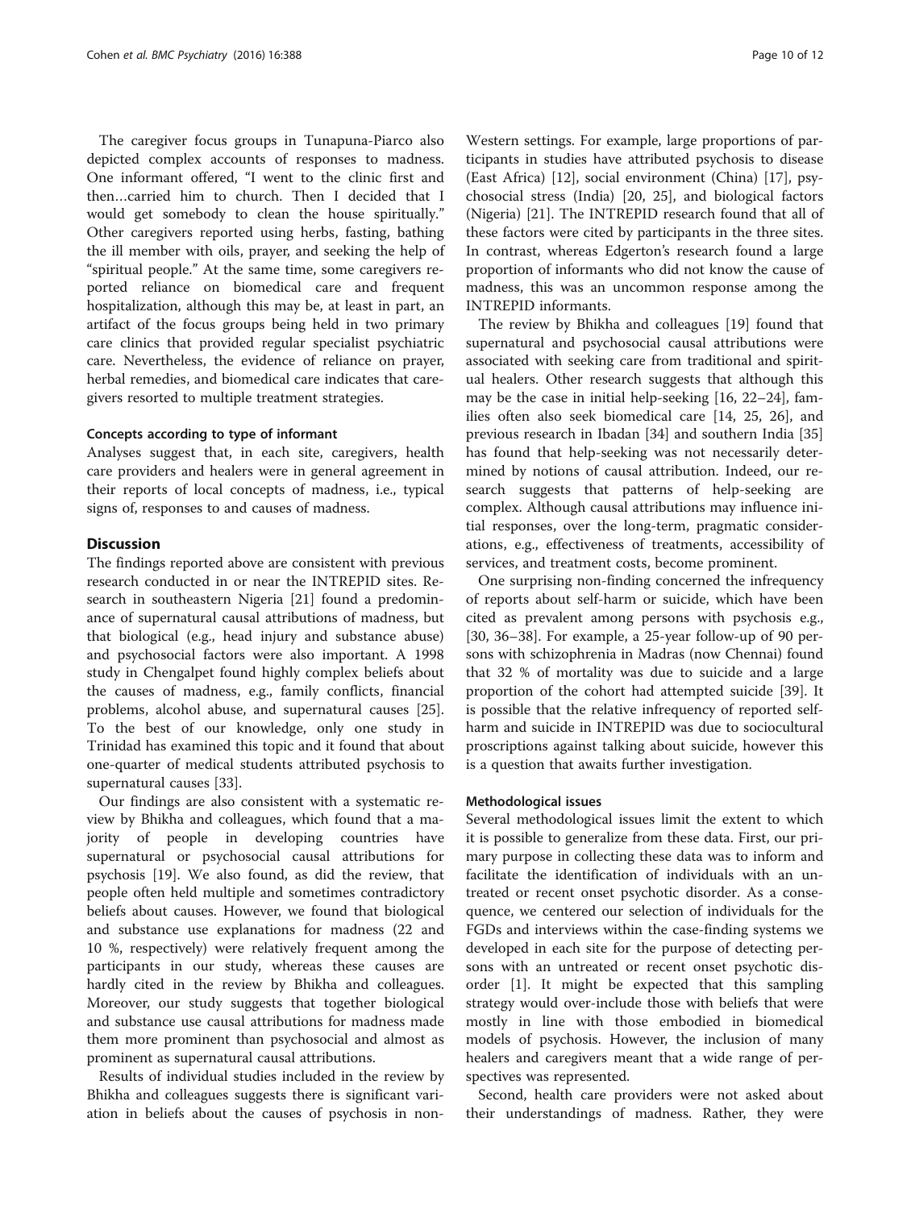The caregiver focus groups in Tunapuna-Piarco also depicted complex accounts of responses to madness. One informant offered, "I went to the clinic first and then…carried him to church. Then I decided that I would get somebody to clean the house spiritually." Other caregivers reported using herbs, fasting, bathing the ill member with oils, prayer, and seeking the help of "spiritual people." At the same time, some caregivers reported reliance on biomedical care and frequent hospitalization, although this may be, at least in part, an artifact of the focus groups being held in two primary care clinics that provided regular specialist psychiatric care. Nevertheless, the evidence of reliance on prayer, herbal remedies, and biomedical care indicates that caregivers resorted to multiple treatment strategies.

### Concepts according to type of informant

Analyses suggest that, in each site, caregivers, health care providers and healers were in general agreement in their reports of local concepts of madness, i.e., typical signs of, responses to and causes of madness.

## Discussion

The findings reported above are consistent with previous research conducted in or near the INTREPID sites. Research in southeastern Nigeria [21] found a predominance of supernatural causal attributions of madness, but that biological (e.g., head injury and substance abuse) and psychosocial factors were also important. A 1998 study in Chengalpet found highly complex beliefs about the causes of madness, e.g., family conflicts, financial problems, alcohol abuse, and supernatural causes [25]. To the best of our knowledge, only one study in Trinidad has examined this topic and it found that about one-quarter of medical students attributed psychosis to supernatural causes [33].

Our findings are also consistent with a systematic review by Bhikha and colleagues, which found that a majority of people in developing countries have supernatural or psychosocial causal attributions for psychosis [19]. We also found, as did the review, that people often held multiple and sometimes contradictory beliefs about causes. However, we found that biological and substance use explanations for madness (22 and 10 %, respectively) were relatively frequent among the participants in our study, whereas these causes are hardly cited in the review by Bhikha and colleagues. Moreover, our study suggests that together biological and substance use causal attributions for madness made them more prominent than psychosocial and almost as prominent as supernatural causal attributions.

Results of individual studies included in the review by Bhikha and colleagues suggests there is significant variation in beliefs about the causes of psychosis in non-Western settings. For example, large proportions of participants in studies have attributed psychosis to disease (East Africa) [12], social environment (China) [17], psychosocial stress (India) [20, 25], and biological factors (Nigeria) [21]. The INTREPID research found that all of these factors were cited by participants in the three sites. In contrast, whereas Edgerton's research found a large proportion of informants who did not know the cause of madness, this was an uncommon response among the INTREPID informants.

The review by Bhikha and colleagues [19] found that supernatural and psychosocial causal attributions were associated with seeking care from traditional and spiritual healers. Other research suggests that although this may be the case in initial help-seeking [16, 22–24], families often also seek biomedical care [14, 25, 26], and previous research in Ibadan [34] and southern India [35] has found that help-seeking was not necessarily determined by notions of causal attribution. Indeed, our research suggests that patterns of help-seeking are complex. Although causal attributions may influence initial responses, over the long-term, pragmatic considerations, e.g., effectiveness of treatments, accessibility of services, and treatment costs, become prominent.

One surprising non-finding concerned the infrequency of reports about self-harm or suicide, which have been cited as prevalent among persons with psychosis e.g., [30, 36–38]. For example, a 25-year follow-up of 90 persons with schizophrenia in Madras (now Chennai) found that 32 % of mortality was due to suicide and a large proportion of the cohort had attempted suicide [39]. It is possible that the relative infrequency of reported self-harm and suicide in INTREPID was due to sociocultural proscriptions against talking about suicide, however this is a question that awaits further investigation.

### Methodological issues

Several methodological issues limit the extent to which it is possible to generalize from these data. First, our primary purpose in collecting these data was to inform and facilitate the identification of individuals with an untreated or recent onset psychotic disorder. As a consequence, we centered our selection of individuals for the FGDs and interviews within the case-finding systems we developed in each site for the purpose of detecting persons with an untreated or recent onset psychotic disorder [1]. It might be expected that this sampling strategy would over-include those with beliefs that were mostly in line with those embodied in biomedical models of psychosis. However, the inclusion of many healers and caregivers meant that a wide range of perspectives was represented.

Second, health care providers were not asked about their understandings of madness. Rather, they were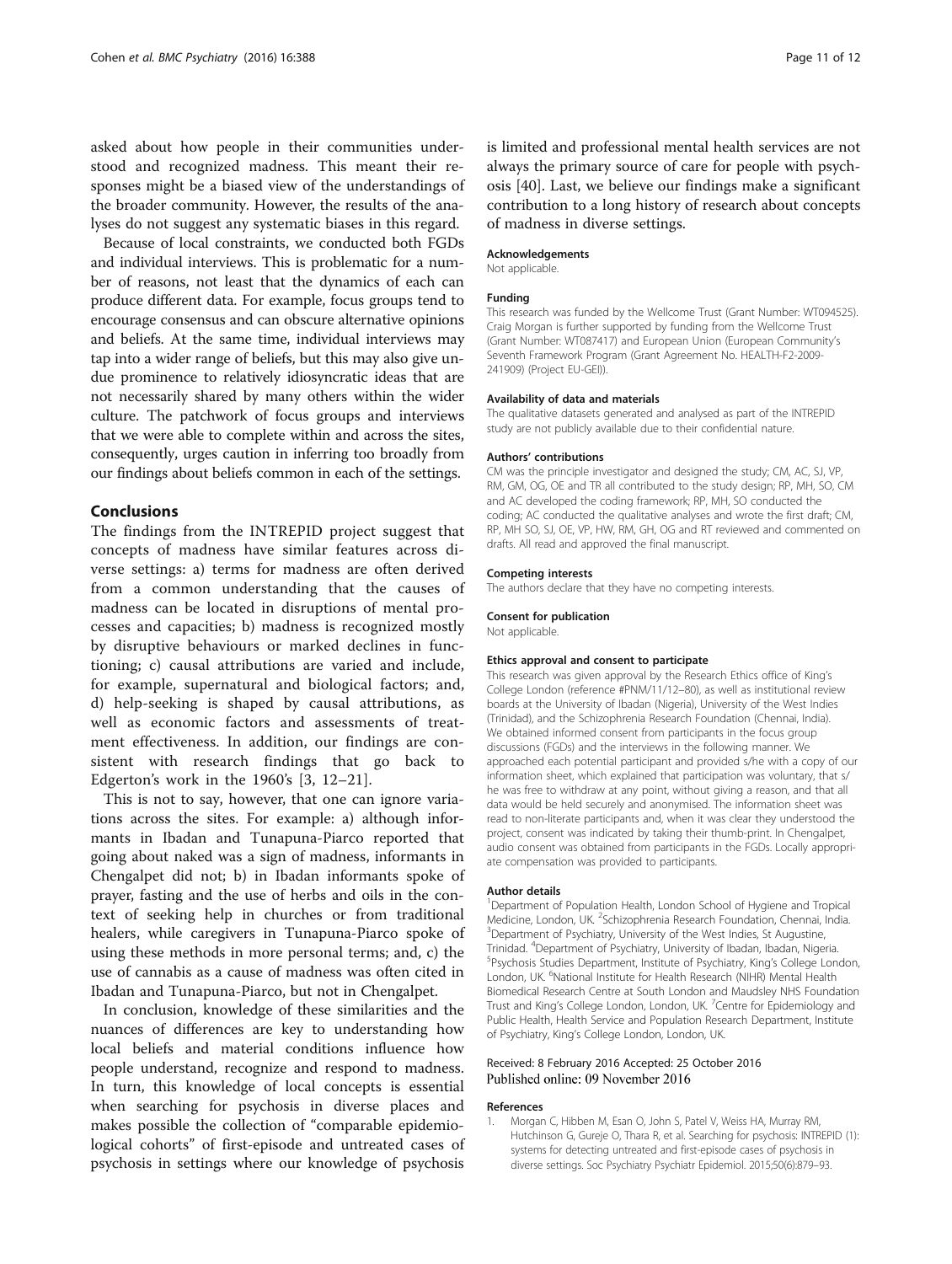asked about how people in their communities understood and recognized madness. This meant their responses might be a biased view of the understandings of the broader community. However, the results of the analyses do not suggest any systematic biases in this regard.

Because of local constraints, we conducted both FGDs and individual interviews. This is problematic for a number of reasons, not least that the dynamics of each can produce different data. For example, focus groups tend to encourage consensus and can obscure alternative opinions and beliefs. At the same time, individual interviews may tap into a wider range of beliefs, but this may also give undue prominence to relatively idiosyncratic ideas that are not necessarily shared by many others within the wider culture. The patchwork of focus groups and interviews that we were able to complete within and across the sites, consequently, urges caution in inferring too broadly from our findings about beliefs common in each of the settings.

## Conclusions

The findings from the INTREPID project suggest that concepts of madness have similar features across diverse settings: a) terms for madness are often derived from a common understanding that the causes of madness can be located in disruptions of mental processes and capacities; b) madness is recognized mostly by disruptive behaviours or marked declines in functioning; c) causal attributions are varied and include, for example, supernatural and biological factors; and, d) help-seeking is shaped by causal attributions, as well as economic factors and assessments of treatment effectiveness. In addition, our findings are consistent with research findings that go back to Edgerton's work in the 1960's [3, 12–21].

This is not to say, however, that one can ignore variations across the sites. For example: a) although informants in Ibadan and Tunapuna-Piarco reported that going about naked was a sign of madness, informants in Chengalpet did not; b) in Ibadan informants spoke of prayer, fasting and the use of herbs and oils in the context of seeking help in churches or from traditional healers, while caregivers in Tunapuna-Piarco spoke of using these methods in more personal terms; and, c) the use of cannabis as a cause of madness was often cited in Ibadan and Tunapuna-Piarco, but not in Chengalpet.

In conclusion, knowledge of these similarities and the nuances of differences are key to understanding how local beliefs and material conditions influence how people understand, recognize and respond to madness. In turn, this knowledge of local concepts is essential when searching for psychosis in diverse places and makes possible the collection of "comparable epidemiological cohorts" of first-episode and untreated cases of psychosis in settings where our knowledge of psychosis is limited and professional mental health services are not always the primary source of care for people with psychosis [40]. Last, we believe our findings make a significant contribution to a long history of research about concepts of madness in diverse settings.

### Acknowledgements

Not applicable.

### Funding

This research was funded by the Wellcome Trust (Grant Number: WT094525). Craig Morgan is further supported by funding from the Wellcome Trust (Grant Number: WT087417) and European Union (European Community's Seventh Framework Program (Grant Agreement No. HEALTH-F2-2009-241909) (Project EU-GEI)).

### Availability of data and materials

The qualitative datasets generated and analysed as part of the INTREPID study are not publicly available due to their confidential nature.

### Authors' contributions

CM was the principle investigator and designed the study; CM, AC, SJ, VP, RM, GM, OG, OE and TR all contributed to the study design; RP, MH, SO, CM and AC developed the coding framework; RP, MH, SO conducted the coding; AC conducted the qualitative analyses and wrote the first draft; CM, RP, MH SO, SJ, OE, VP, HW, RM, GH, OG and RT reviewed and commented on drafts. All read and approved the final manuscript.

### Competing interests

The authors declare that they have no competing interests.

### Consent for publication

Not applicable.

### Ethics approval and consent to participate

This research was given approval by the Research Ethics office of King's College London (reference #PNM/11/12–80), as well as institutional review boards at the University of Ibadan (Nigeria), University of the West Indies (Trinidad), and the Schizophrenia Research Foundation (Chennai, India). We obtained informed consent from participants in the focus group discussions (FGDs) and the interviews in the following manner. We approached each potential participant and provided s/he with a copy of our information sheet, which explained that participation was voluntary, that s/he was free to withdraw at any point, without giving a reason, and that all data would be held securely and anonymised. The information sheet was read to non-literate participants and, when it was clear they understood the project, consent was indicated by taking their thumb-print. In Chengalpet, audio consent was obtained from participants in the FGDs. Locally appropriate compensation was provided to participants.

### Author details

[1]Department of Population Health, London School of Hygiene and Tropical Medicine, London, UK. [2]Schizophrenia Research Foundation, Chennai, India. [3]Department of Psychiatry, University of the West Indies, St Augustine, Trinidad. [4]Department of Psychiatry, University of Ibadan, Ibadan, Nigeria. [5]Psychosis Studies Department, Institute of Psychiatry, King's College London, London, UK. [6]National Institute for Health Research (NIHR) Mental Health Biomedical Research Centre at South London and Maudsley NHS Foundation Trust and King's College London, London, UK. [7]Centre for Epidemiology and Public Health, Health Service and Population Research Department, Institute of Psychiatry, King's College London, London, UK.

Received: 8 February 2016 Accepted: 25 October 2016
Published online: 09 November 2016

### References

1. Morgan C, Hibben M, Esan O, John S, Patel V, Weiss HA, Murray RM, Hutchinson G, Gureje O, Thara R, et al. Searching for psychosis: INTREPID (1): systems for detecting untreated and first-episode cases of psychosis in diverse settings. Soc Psychiatry Psychiatr Epidemiol. 2015;50(6):879–93.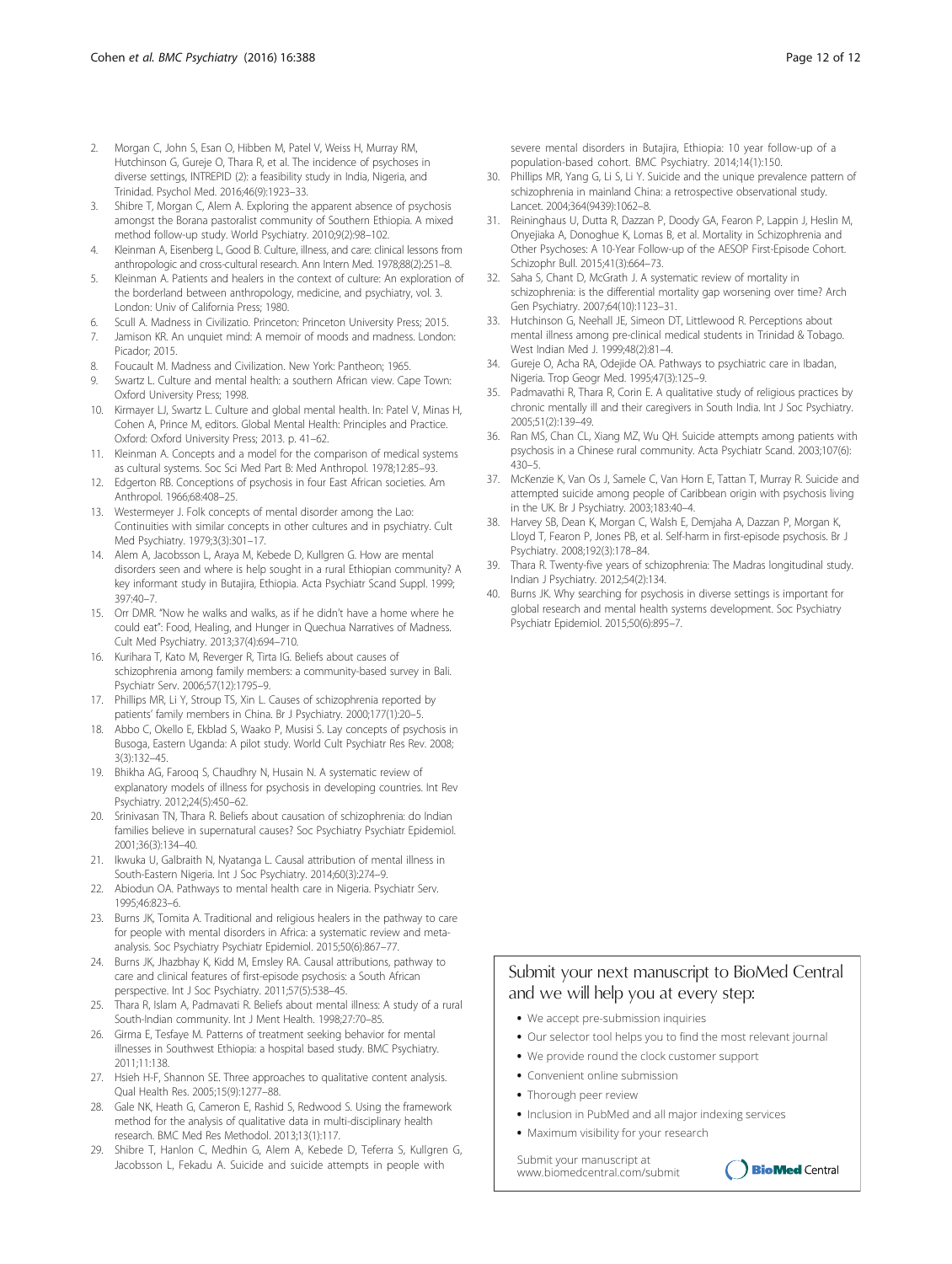2. Morgan C, John S, Esan O, Hibben M, Patel V, Weiss H, Murray RM, Hutchinson G, Gureje O, Thara R, et al. The incidence of psychoses in diverse settings, INTREPID (2): a feasibility study in India, Nigeria, and Trinidad. Psychol Med. 2016;46(9):1923–33.
3. Shibre T, Morgan C, Alem A. Exploring the apparent absence of psychosis amongst the Borana pastoralist community of Southern Ethiopia. A mixed method follow-up study. World Psychiatry. 2010;9(2):98–102.
4. Kleinman A, Eisenberg L, Good B. Culture, illness, and care: clinical lessons from anthropologic and cross-cultural research. Ann Intern Med. 1978;88(2):251–8.
5. Kleinman A. Patients and healers in the context of culture: An exploration of the borderland between anthropology, medicine, and psychiatry, vol. 3. London: Univ of California Press; 1980.
6. Scull A. Madness in Civilizatio. Princeton: Princeton University Press; 2015.
7. Jamison KR. An unquiet mind: A memoir of moods and madness. London: Picador; 2015.
8. Foucault M. Madness and Civilization. New York: Pantheon; 1965.
9. Swartz L. Culture and mental health: a southern African view. Cape Town: Oxford University Press; 1998.
10. Kirmayer LJ, Swartz L. Culture and global mental health. In: Patel V, Minas H, Cohen A, Prince M, editors. Global Mental Health: Principles and Practice. Oxford: Oxford University Press; 2013. p. 41–62.
11. Kleinman A. Concepts and a model for the comparison of medical systems as cultural systems. Soc Sci Med Part B: Med Anthropol. 1978;12:85–93.
12. Edgerton RB. Conceptions of psychosis in four East African societies. Am Anthropol. 1966;68:408–25.
13. Westermeyer J. Folk concepts of mental disorder among the Lao: Continuities with similar concepts in other cultures and in psychiatry. Cult Med Psychiatry. 1979;3(3):301–17.
14. Alem A, Jacobsson L, Araya M, Kebede D, Kullgren G. How are mental disorders seen and where is help sought in a rural Ethiopian community? A key informant study in Butajira, Ethiopia. Acta Psychiatr Scand Suppl. 1999; 397:40–7.
15. Orr DMR. "Now he walks and walks, as if he didn't have a home where he could eat": Food, Healing, and Hunger in Quechua Narratives of Madness. Cult Med Psychiatry. 2013;37(4):694–710.
16. Kurihara T, Kato M, Reverger R, Tirta IG. Beliefs about causes of schizophrenia among family members: a community-based survey in Bali. Psychiatr Serv. 2006;57(12):1795–9.
17. Phillips MR, Li Y, Stroup TS, Xin L. Causes of schizophrenia reported by patients' family members in China. Br J Psychiatry. 2000;177(1):20–5.
18. Abbo C, Okello E, Ekblad S, Waako P, Musisi S. Lay concepts of psychosis in Busoga, Eastern Uganda: A pilot study. World Cult Psychiatr Res Rev. 2008; 3(3):132–45.
19. Bhikha AG, Farooq S, Chaudhry N, Husain N. A systematic review of explanatory models of illness for psychosis in developing countries. Int Rev Psychiatry. 2012;24(5):450–62.
20. Srinivasan TN, Thara R. Beliefs about causation of schizophrenia: do Indian families believe in supernatural causes? Soc Psychiatry Psychiatr Epidemiol. 2001;36(3):134–40.
21. Ikwuka U, Galbraith N, Nyatanga L. Causal attribution of mental illness in South-Eastern Nigeria. Int J Soc Psychiatry. 2014;60(3):274–9.
22. Abiodun OA. Pathways to mental health care in Nigeria. Psychiatr Serv. 1995;46:823–6.
23. Burns JK, Tomita A. Traditional and religious healers in the pathway to care for people with mental disorders in Africa: a systematic review and meta-analysis. Soc Psychiatry Psychiatr Epidemiol. 2015;50(6):867–77.
24. Burns JK, Jhazbhay K, Kidd M, Emsley RA. Causal attributions, pathway to care and clinical features of first-episode psychosis: a South African perspective. Int J Soc Psychiatry. 2011;57(5):538–45.
25. Thara R, Islam A, Padmavati R. Beliefs about mental illness: A study of a rural South-Indian community. Int J Ment Health. 1998;27:70–85.
26. Girma E, Tesfaye M. Patterns of treatment seeking behavior for mental illnesses in Southwest Ethiopia: a hospital based study. BMC Psychiatry. 2011;11:138.
27. Hsieh H-F, Shannon SE. Three approaches to qualitative content analysis. Qual Health Res. 2005;15(9):1277–88.
28. Gale NK, Heath G, Cameron E, Rashid S, Redwood S. Using the framework method for the analysis of qualitative data in multi-disciplinary health research. BMC Med Res Methodol. 2013;13(1):117.
29. Shibre T, Hanlon C, Medhin G, Alem A, Kebede D, Teferra S, Kullgren G, Jacobsson L, Fekadu A. Suicide and suicide attempts in people with severe mental disorders in Butajira, Ethiopia: 10 year follow-up of a population-based cohort. BMC Psychiatry. 2014;14(1):150.
30. Phillips MR, Yang G, Li S, Li Y. Suicide and the unique prevalence pattern of schizophrenia in mainland China: a retrospective observational study. Lancet. 2004;364(9439):1062–8.
31. Reininghaus U, Dutta R, Dazzan P, Doody GA, Fearon P, Lappin J, Heslin M, Onyejiaka A, Donoghue K, Lomas B, et al. Mortality in Schizophrenia and Other Psychoses: A 10-Year Follow-up of the AESOP First-Episode Cohort. Schizophr Bull. 2015;41(3):664–73.
32. Saha S, Chant D, McGrath J. A systematic review of mortality in schizophrenia: is the differential mortality gap worsening over time? Arch Gen Psychiatry. 2007;64(10):1123–31.
33. Hutchinson G, Neehall JE, Simeon DT, Littlewood R. Perceptions about mental illness among pre-clinical medical students in Trinidad & Tobago. West Indian Med J. 1999;48(2):81–4.
34. Gureje O, Acha RA, Odejide OA. Pathways to psychiatric care in Ibadan, Nigeria. Trop Geogr Med. 1995;47(3):125–9.
35. Padmavathi R, Thara R, Corin E. A qualitative study of religious practices by chronic mentally ill and their caregivers in South India. Int J Soc Psychiatry. 2005;51(2):139–49.
36. Ran MS, Chan CL, Xiang MZ, Wu QH. Suicide attempts among patients with psychosis in a Chinese rural community. Acta Psychiatr Scand. 2003;107(6): 430–5.
37. McKenzie K, Van Os J, Samele C, Van Horn E, Tattan T, Murray R. Suicide and attempted suicide among people of Caribbean origin with psychosis living in the UK. Br J Psychiatry. 2003;183:40–4.
38. Harvey SB, Dean K, Morgan C, Walsh E, Demjaha A, Dazzan P, Morgan K, Lloyd T, Fearon P, Jones PB, et al. Self-harm in first-episode psychosis. Br J Psychiatry. 2008;192(3):178–84.
39. Thara R. Twenty-five years of schizophrenia: The Madras longitudinal study. Indian J Psychiatry. 2012;54(2):134.
40. Burns JK. Why searching for psychosis in diverse settings is important for global research and mental health systems development. Soc Psychiatry Psychiatr Epidemiol. 2015;50(6):895–7.

Submit your next manuscript to BioMed Central and we will help you at every step:

- We accept pre-submission inquiries
- Our selector tool helps you to find the most relevant journal
- We provide round the clock customer support
- Convenient online submission
- Thorough peer review
- Inclusion in PubMed and all major indexing services
- Maximum visibility for your research

Submit your manuscript at www.biomedcentral.com/submit

BioMed Central